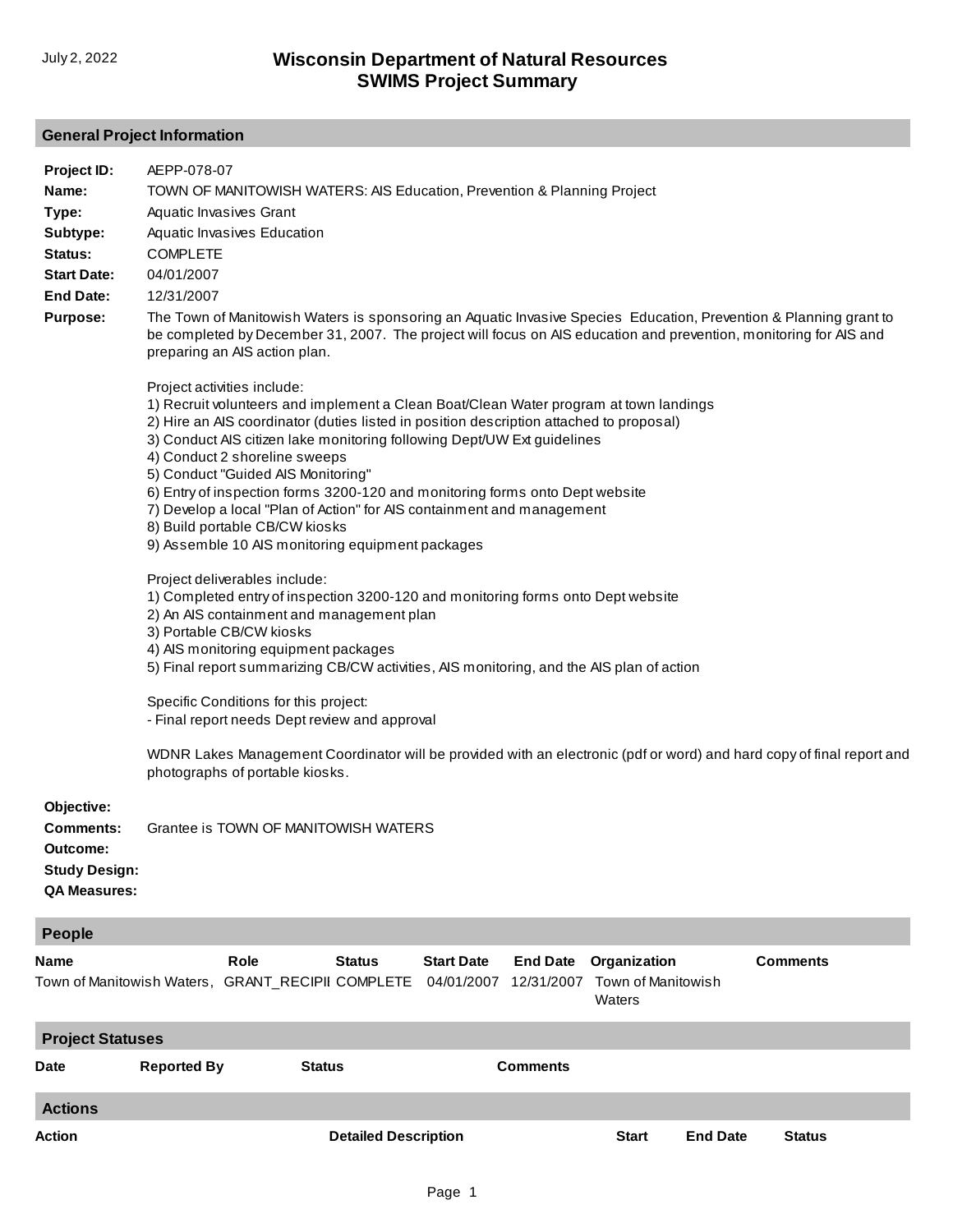July 2, 2022

# Wisconsin Department of Natural Resources
# SWIMS Project Summary

## General Project Information

**Project ID:** AEPP-078-07

**Name:** TOWN OF MANITOWISH WATERS: AIS Education, Prevention & Planning Project

**Type:** Aquatic Invasives Grant

**Subtype:** Aquatic Invasives Education

**Status:** COMPLETE

**Start Date:** 04/01/2007

**End Date:** 12/31/2007

**Purpose:** The Town of Manitowish Waters is sponsoring an Aquatic Invasive Species Education, Prevention & Planning grant to be completed by December 31, 2007. The project will focus on AIS education and prevention, monitoring for AIS and preparing an AIS action plan.

Project activities include:
1) Recruit volunteers and implement a Clean Boat/Clean Water program at town landings
2) Hire an AIS coordinator (duties listed in position description attached to proposal)
3) Conduct AIS citizen lake monitoring following Dept/UW Ext guidelines
4) Conduct 2 shoreline sweeps
5) Conduct "Guided AIS Monitoring"
6) Entry of inspection forms 3200-120 and monitoring forms onto Dept website
7) Develop a local "Plan of Action" for AIS containment and management
8) Build portable CB/CW kiosks
9) Assemble 10 AIS monitoring equipment packages

Project deliverables include:
1) Completed entry of inspection 3200-120 and monitoring forms onto Dept website
2) An AIS containment and management plan
3) Portable CB/CW kiosks
4) AIS monitoring equipment packages
5) Final report summarizing CB/CW activities, AIS monitoring, and the AIS plan of action

Specific Conditions for this project:
- Final report needs Dept review and approval

WDNR Lakes Management Coordinator will be provided with an electronic (pdf or word) and hard copy of final report and photographs of portable kiosks.

**Objective:**

**Comments:** Grantee is TOWN OF MANITOWISH WATERS

**Outcome:**

**Study Design:**

**QA Measures:**

## People

| Name | Role | Status | Start Date | End Date | Organization | Comments |
|---|---|---|---|---|---|---|
| Town of Manitowish Waters, | GRANT_RECIPII | COMPLETE | 04/01/2007 | 12/31/2007 | Town of Manitowish Waters | |

## Project Statuses

| Date | Reported By | Status | Comments |
|---|---|---|---|

## Actions

| Action | Detailed Description | Start | End Date | Status |
|---|---|---|---|---|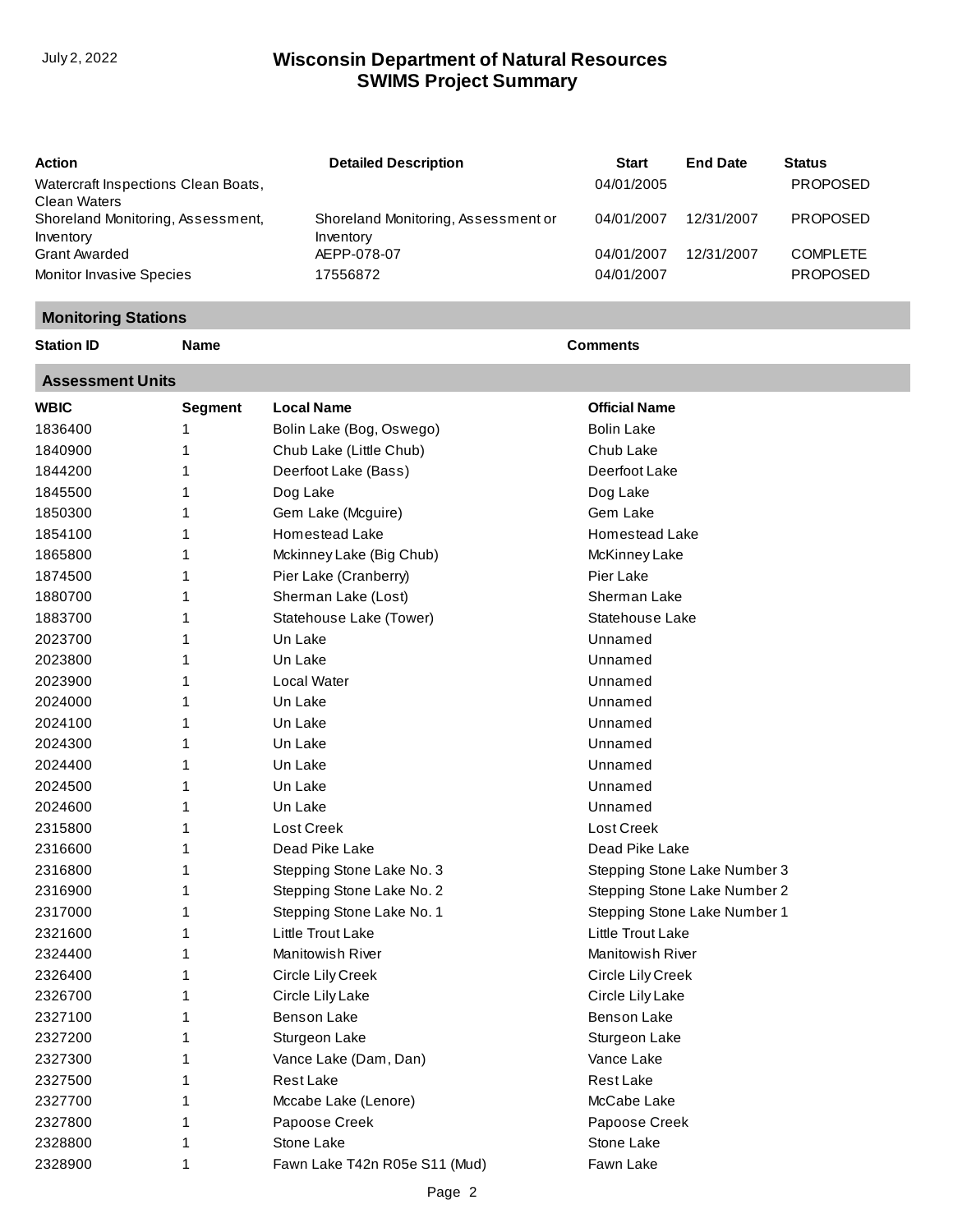| Action | Detailed Description | Start | End Date | Status |
|---|---|---|---|---|
| Watercraft Inspections Clean Boats, Clean Waters | | 04/01/2005 | | PROPOSED |
| Shoreland Monitoring, Assessment, Inventory | Shoreland Monitoring, Assessment or Inventory | 04/01/2007 | 12/31/2007 | PROPOSED |
| Grant Awarded | AEPP-078-07 | 04/01/2007 | 12/31/2007 | COMPLETE |
| Monitor Invasive Species | 17556872 | 04/01/2007 | | PROPOSED |

## Monitoring Stations

| Station ID | Name | Comments |
|---|---|---|

## Assessment Units

| WBIC | Segment | Local Name | Official Name |
|---|---|---|---|
| 1836400 | 1 | Bolin Lake (Bog, Oswego) | Bolin Lake |
| 1840900 | 1 | Chub Lake (Little Chub) | Chub Lake |
| 1844200 | 1 | Deerfoot Lake (Bass) | Deerfoot Lake |
| 1845500 | 1 | Dog Lake | Dog Lake |
| 1850300 | 1 | Gem Lake (Mcguire) | Gem Lake |
| 1854100 | 1 | Homestead Lake | Homestead Lake |
| 1865800 | 1 | Mckinney Lake (Big Chub) | McKinney Lake |
| 1874500 | 1 | Pier Lake (Cranberry) | Pier Lake |
| 1880700 | 1 | Sherman Lake (Lost) | Sherman Lake |
| 1883700 | 1 | Statehouse Lake (Tower) | Statehouse Lake |
| 2023700 | 1 | Un Lake | Unnamed |
| 2023800 | 1 | Un Lake | Unnamed |
| 2023900 | 1 | Local Water | Unnamed |
| 2024000 | 1 | Un Lake | Unnamed |
| 2024100 | 1 | Un Lake | Unnamed |
| 2024300 | 1 | Un Lake | Unnamed |
| 2024400 | 1 | Un Lake | Unnamed |
| 2024500 | 1 | Un Lake | Unnamed |
| 2024600 | 1 | Un Lake | Unnamed |
| 2315800 | 1 | Lost Creek | Lost Creek |
| 2316600 | 1 | Dead Pike Lake | Dead Pike Lake |
| 2316800 | 1 | Stepping Stone Lake No. 3 | Stepping Stone Lake Number 3 |
| 2316900 | 1 | Stepping Stone Lake No. 2 | Stepping Stone Lake Number 2 |
| 2317000 | 1 | Stepping Stone Lake No. 1 | Stepping Stone Lake Number 1 |
| 2321600 | 1 | Little Trout Lake | Little Trout Lake |
| 2324400 | 1 | Manitowish River | Manitowish River |
| 2326400 | 1 | Circle Lily Creek | Circle Lily Creek |
| 2326700 | 1 | Circle Lily Lake | Circle Lily Lake |
| 2327100 | 1 | Benson Lake | Benson Lake |
| 2327200 | 1 | Sturgeon Lake | Sturgeon Lake |
| 2327300 | 1 | Vance Lake (Dam, Dan) | Vance Lake |
| 2327500 | 1 | Rest Lake | Rest Lake |
| 2327700 | 1 | Mccabe Lake (Lenore) | McCabe Lake |
| 2327800 | 1 | Papoose Creek | Papoose Creek |
| 2328800 | 1 | Stone Lake | Stone Lake |
| 2328900 | 1 | Fawn Lake T42n R05e S11 (Mud) | Fawn Lake |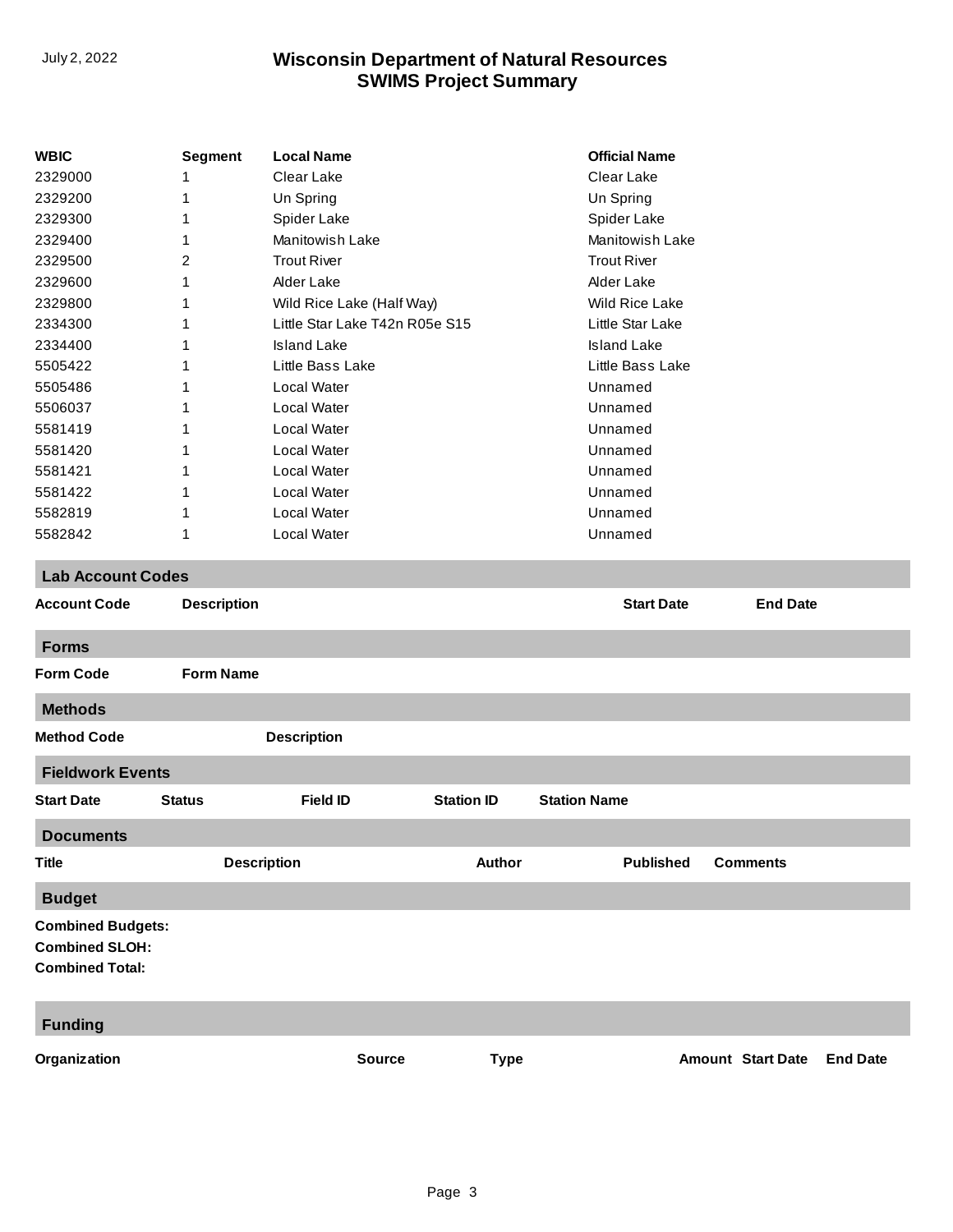| WBIC | Segment | Local Name | Official Name |
|---|---|---|---|
| 2329000 | 1 | Clear Lake | Clear Lake |
| 2329200 | 1 | Un Spring | Un Spring |
| 2329300 | 1 | Spider Lake | Spider Lake |
| 2329400 | 1 | Manitowish Lake | Manitowish Lake |
| 2329500 | 2 | Trout River | Trout River |
| 2329600 | 1 | Alder Lake | Alder Lake |
| 2329800 | 1 | Wild Rice Lake (Half Way) | Wild Rice Lake |
| 2334300 | 1 | Little Star Lake T42n R05e S15 | Little Star Lake |
| 2334400 | 1 | Island Lake | Island Lake |
| 5505422 | 1 | Little Bass Lake | Little Bass Lake |
| 5505486 | 1 | Local Water | Unnamed |
| 5506037 | 1 | Local Water | Unnamed |
| 5581419 | 1 | Local Water | Unnamed |
| 5581420 | 1 | Local Water | Unnamed |
| 5581421 | 1 | Local Water | Unnamed |
| 5581422 | 1 | Local Water | Unnamed |
| 5582819 | 1 | Local Water | Unnamed |
| 5582842 | 1 | Local Water | Unnamed |

## Lab Account Codes

| Account Code | Description | Start Date | End Date |
|---|---|---|---|

## Forms

| Form Code | Form Name |
|---|---|

## Methods

| Method Code | Description |
|---|---|

## Fieldwork Events

| Start Date | Status | Field ID | Station ID | Station Name |
|---|---|---|---|---|

## Documents

| Title | Description | Author | Published | Comments |
|---|---|---|---|---|

## Budget

**Combined Budgets:**
**Combined SLOH:**
**Combined Total:**

## Funding

| Organization | Source | Type | Amount | Start Date | End Date |
|---|---|---|---|---|---|